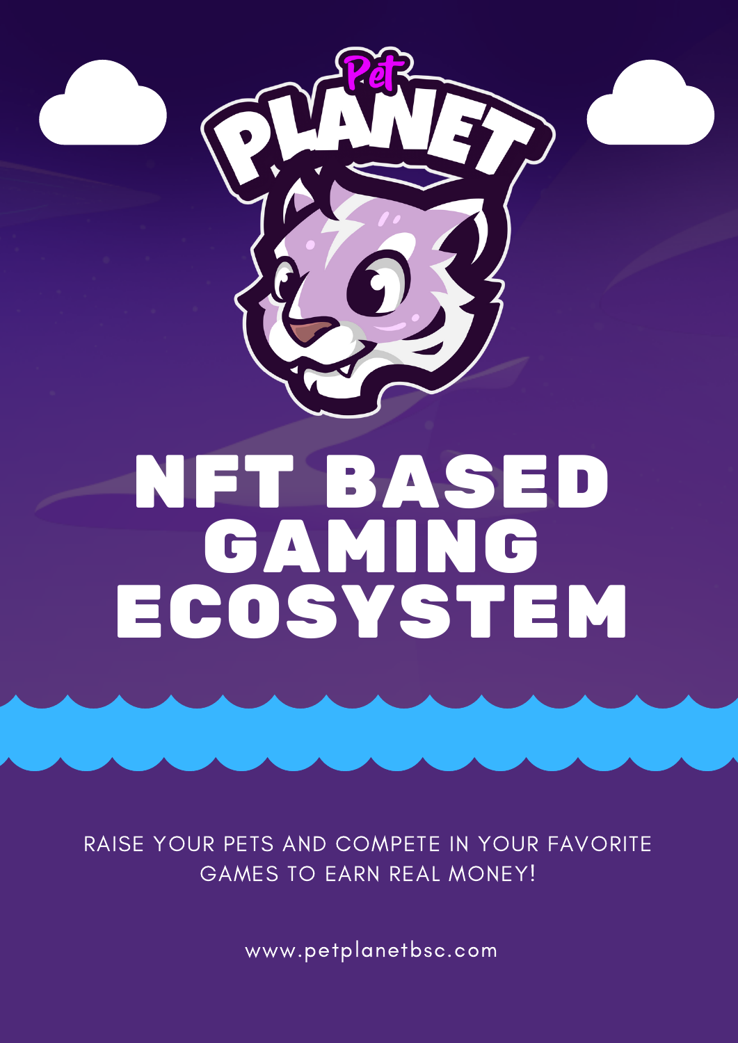Pet PLANET

# NFT BASED GAMING ECOSYSTEM

RAISE YOUR PETS AND COMPETE IN YOUR FAVORITE GAMES TO EARN REAL MONEY!

www.petplanetbsc.com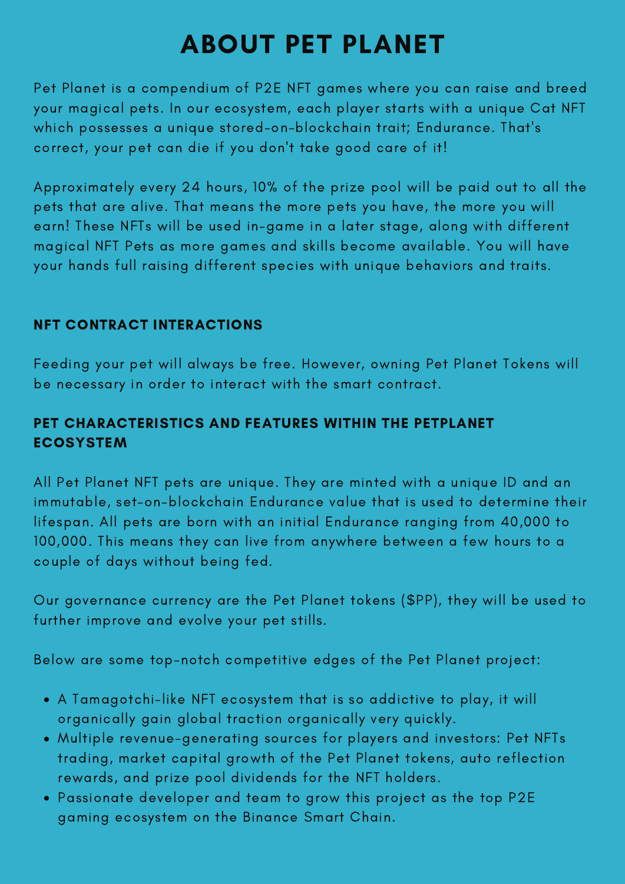# ABOUT PET PLANET

Pet Planet is a compendium of P2E NFT games where you can raise and breed your magical pets. In our ecosystem, each player starts with a unique Cat NFT which possesses a unique stored-on-blockchain trait; Endurance. That's correct, your pet can die if you don't take good care of it!

Approximately every 24 hours, 10% of the prize pool will be paid out to all the pets that are alive. That means the more pets you have, the more you will earn! These NFTs will be used in-game in a later stage, along with different magical NFT Pets as more games and skills become available. You will have your hands full raising different species with unique behaviors and traits.

### NFT CONTRACT INTERACTIONS

Feeding your pet will always be free. However, owning Pet Planet Tokens will be necessary in order to interact with the smart contract.

### PET CHARACTERISTICS AND FEATURES WITHIN THE PETPLANET ECOSYSTEM

All Pet Planet NFT pets are unique. They are minted with a unique ID and an immutable, set-on-blockchain Endurance value that is used to determine their lifespan. All pets are born with an initial Endurance ranging from 40,000 to 100,000. This means they can live from anywhere between a few hours to a couple of days without being fed.

Our governance currency are the Pet Planet tokens ($PP), they will be used to further improve and evolve your pet stills.

Below are some top-notch competitive edges of the Pet Planet project:

- A Tamagotchi-like NFT ecosystem that is so addictive to play, it will organically gain global traction organically very quickly.
- Multiple revenue-generating sources for players and investors: Pet NFTs trading, market capital growth of the Pet Planet tokens, auto reflection rewards, and prize pool dividends for the NFT holders.
- Passionate developer and team to grow this project as the top P2E gaming ecosystem on the Binance Smart Chain.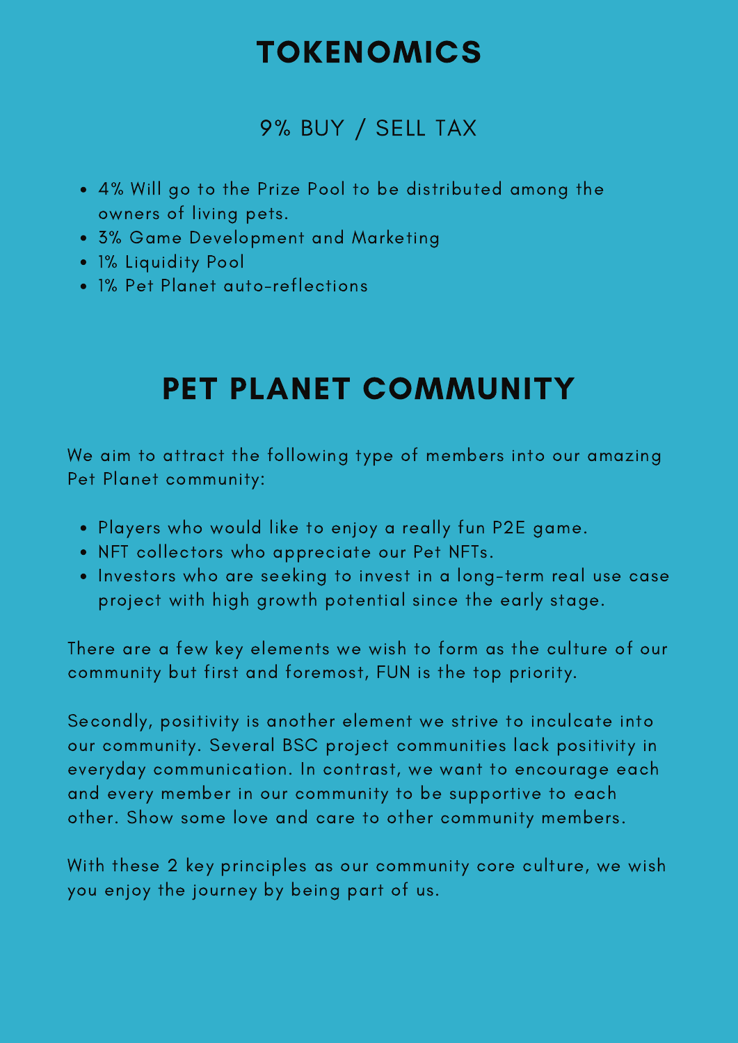# TOKENOMICS

## 9% BUY / SELL TAX

- 4% Will go to the Prize Pool to be distributed among the owners of living pets.
- 3% Game Development and Marketing
- 1% Liquidity Pool
- 1% Pet Planet auto-reflections

# PET PLANET COMMUNITY

We aim to attract the following type of members into our amazing Pet Planet community:

- Players who would like to enjoy a really fun P2E game.
- NFT collectors who appreciate our Pet NFTs.
- Investors who are seeking to invest in a long-term real use case project with high growth potential since the early stage.

There are a few key elements we wish to form as the culture of our community but first and foremost, FUN is the top priority.

Secondly, positivity is another element we strive to inculcate into our community. Several BSC project communities lack positivity in everyday communication. In contrast, we want to encourage each and every member in our community to be supportive to each other. Show some love and care to other community members.

With these 2 key principles as our community core culture, we wish you enjoy the journey by being part of us.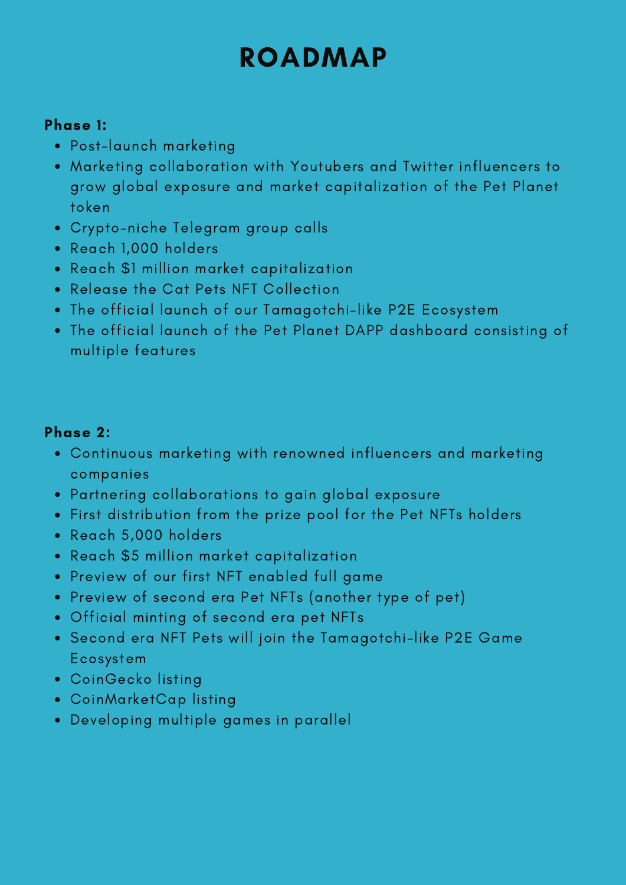# ROADMAP

**Phase 1:**

- Post-launch marketing
- Marketing collaboration with Youtubers and Twitter influencers to grow global exposure and market capitalization of the Pet Planet token
- Crypto-niche Telegram group calls
- Reach 1,000 holders
- Reach $1 million market capitalization
- Release the Cat Pets NFT Collection
- The official launch of our Tamagotchi-like P2E Ecosystem
- The official launch of the Pet Planet DAPP dashboard consisting of multiple features

**Phase 2:**

- Continuous marketing with renowned influencers and marketing companies
- Partnering collaborations to gain global exposure
- First distribution from the prize pool for the Pet NFTs holders
- Reach 5,000 holders
- Reach $5 million market capitalization
- Preview of our first NFT enabled full game
- Preview of second era Pet NFTs (another type of pet)
- Official minting of second era pet NFTs
- Second era NFT Pets will join the Tamagotchi-like P2E Game Ecosystem
- CoinGecko listing
- CoinMarketCap listing
- Developing multiple games in parallel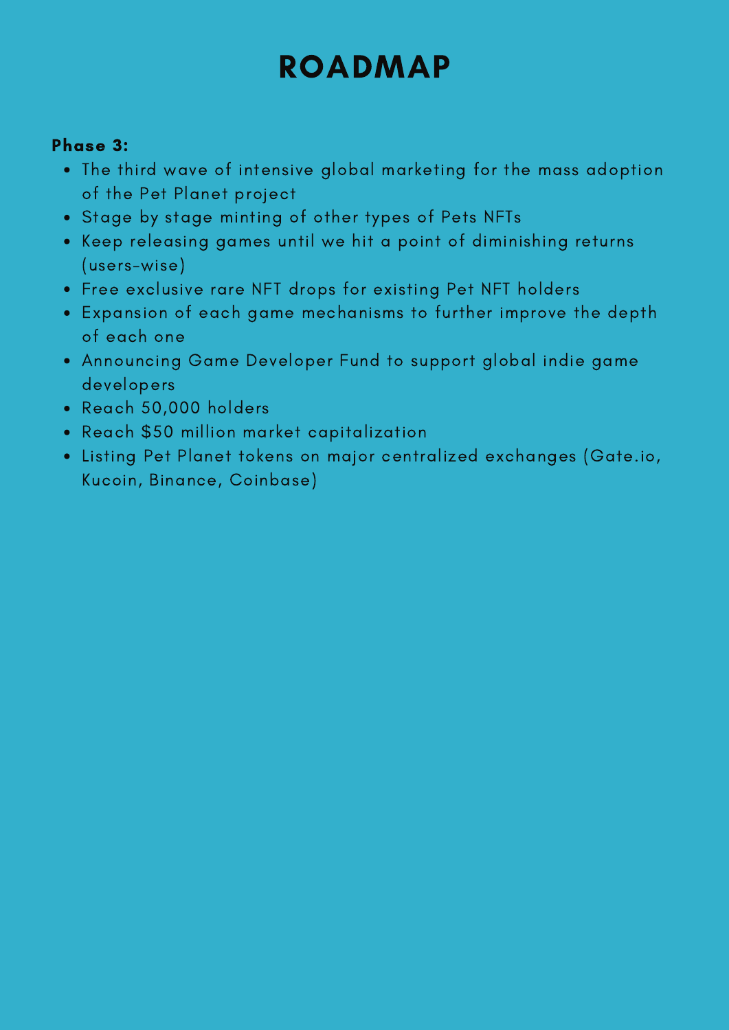# ROADMAP

**Phase 3:**

- The third wave of intensive global marketing for the mass adoption of the Pet Planet project
- Stage by stage minting of other types of Pets NFTs
- Keep releasing games until we hit a point of diminishing returns (users-wise)
- Free exclusive rare NFT drops for existing Pet NFT holders
- Expansion of each game mechanisms to further improve the depth of each one
- Announcing Game Developer Fund to support global indie game developers
- Reach 50,000 holders
- Reach $50 million market capitalization
- Listing Pet Planet tokens on major centralized exchanges (Gate.io, Kucoin, Binance, Coinbase)